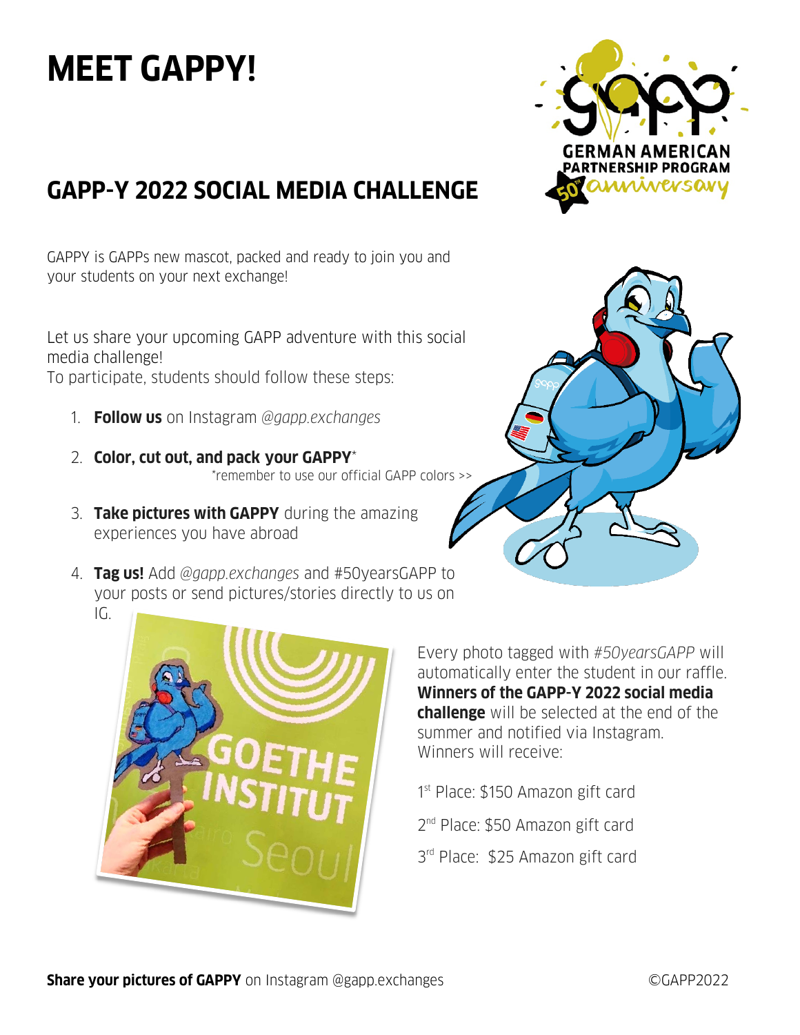# MEET GAPPY!

## GAPP-Y 2022 SOCIAL MEDIA CHALLENGE

GAPPY is GAPPs new mascot, packed and ready to join you and your students on your next exchange!

Let us share your upcoming GAPP adventure with this social media challenge!
To participate, students should follow these steps:

1. **Follow us** on Instagram *@gapp.exchanges*
2. **Color, cut out, and pack your GAPPY***
   *remember to use our official GAPP colors >>
3. **Take pictures with GAPPY** during the amazing experiences you have abroad
4. **Tag us!** Add *@gapp.exchanges* and #50yearsGAPP to your posts or send pictures/stories directly to us on IG.

Every photo tagged with *#50yearsGAPP* will automatically enter the student in our raffle. **Winners of the GAPP-Y 2022 social media challenge** will be selected at the end of the summer and notified via Instagram.
Winners will receive:

1st Place: $150 Amazon gift card

2nd Place: $50 Amazon gift card

3rd Place: $25 Amazon gift card

**Share your pictures of GAPPY** on Instagram @gapp.exchanges ©GAPP2022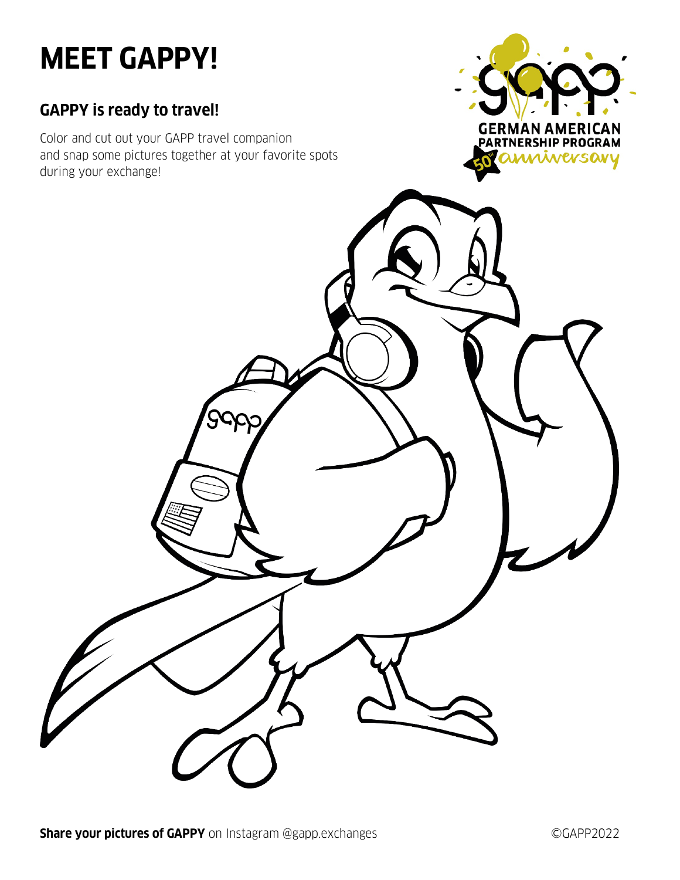# MEET GAPPY!

## GAPPY is ready to travel!

Color and cut out your GAPP travel companion and snap some pictures together at your favorite spots during your exchange!

**Share your pictures of GAPPY** on Instagram @gapp.exchanges

©GAPP2022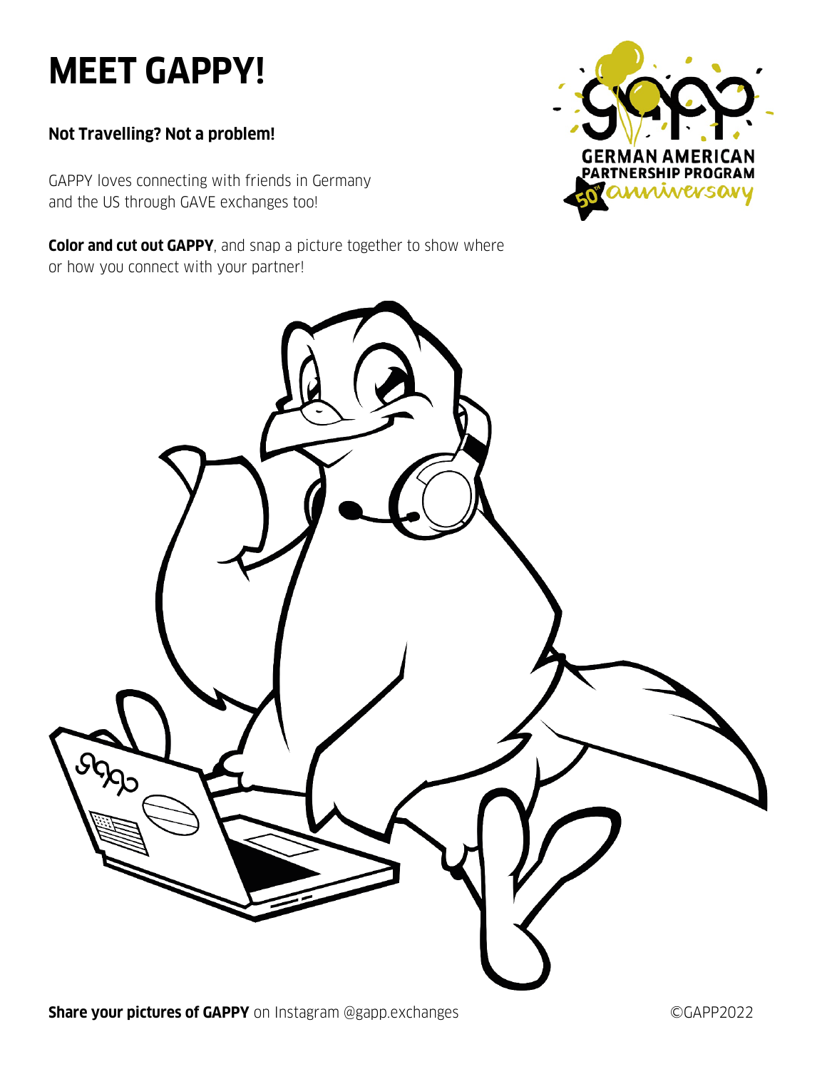# MEET GAPPY!

**Not Travelling? Not a problem!**

GAPPY loves connecting with friends in Germany and the US through GAVE exchanges too!

**Color and cut out GAPPY**, and snap a picture together to show where or how you connect with your partner!

**Share your pictures of GAPPY** on Instagram @gapp.exchanges

©GAPP2022